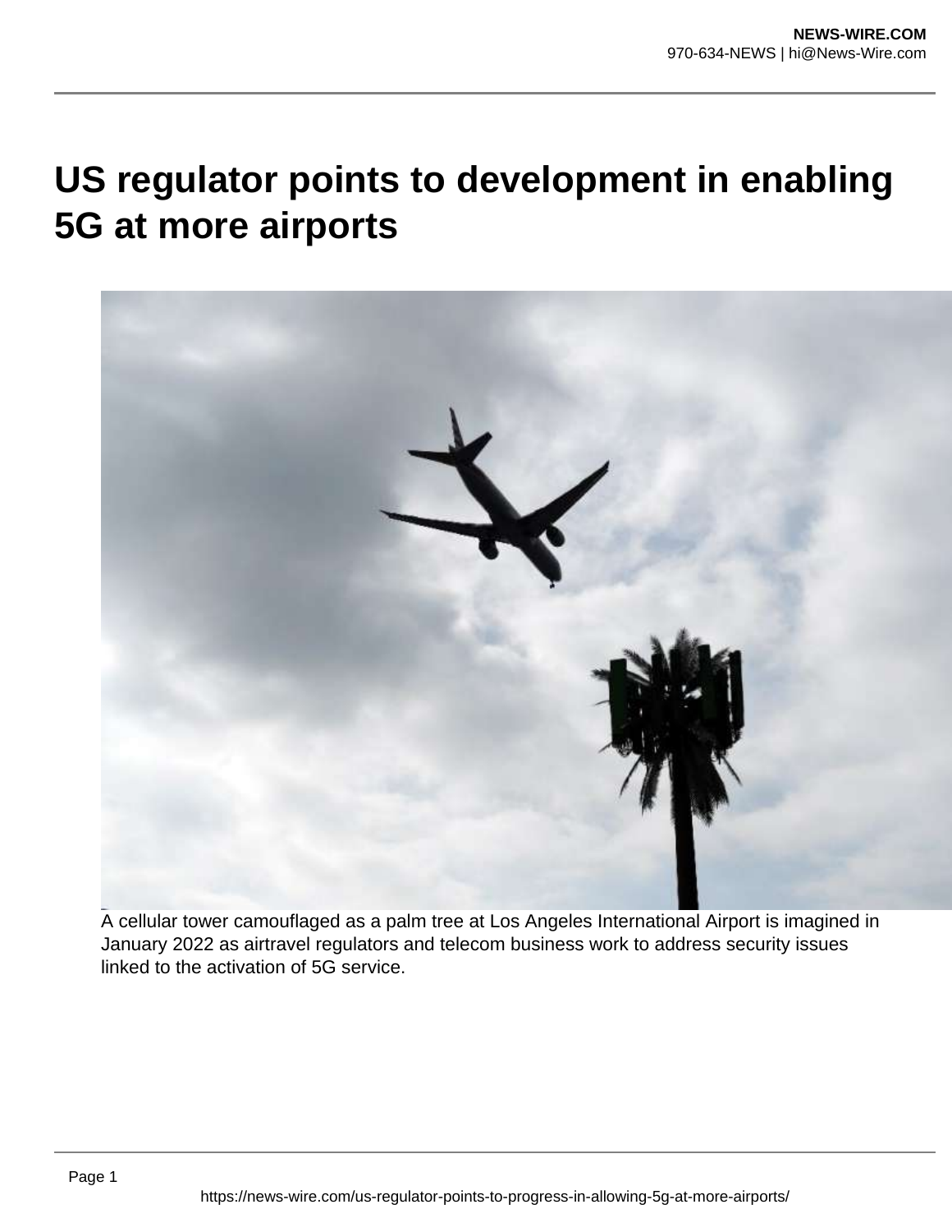# US regulator points to development in enabling 5G at more airports

A cellular tower camouflaged as a palm tree at Los Angeles International Airport is imagined in January 2022 as airtravel regulators and telecom business work to address security issues linked to the activation of 5G service.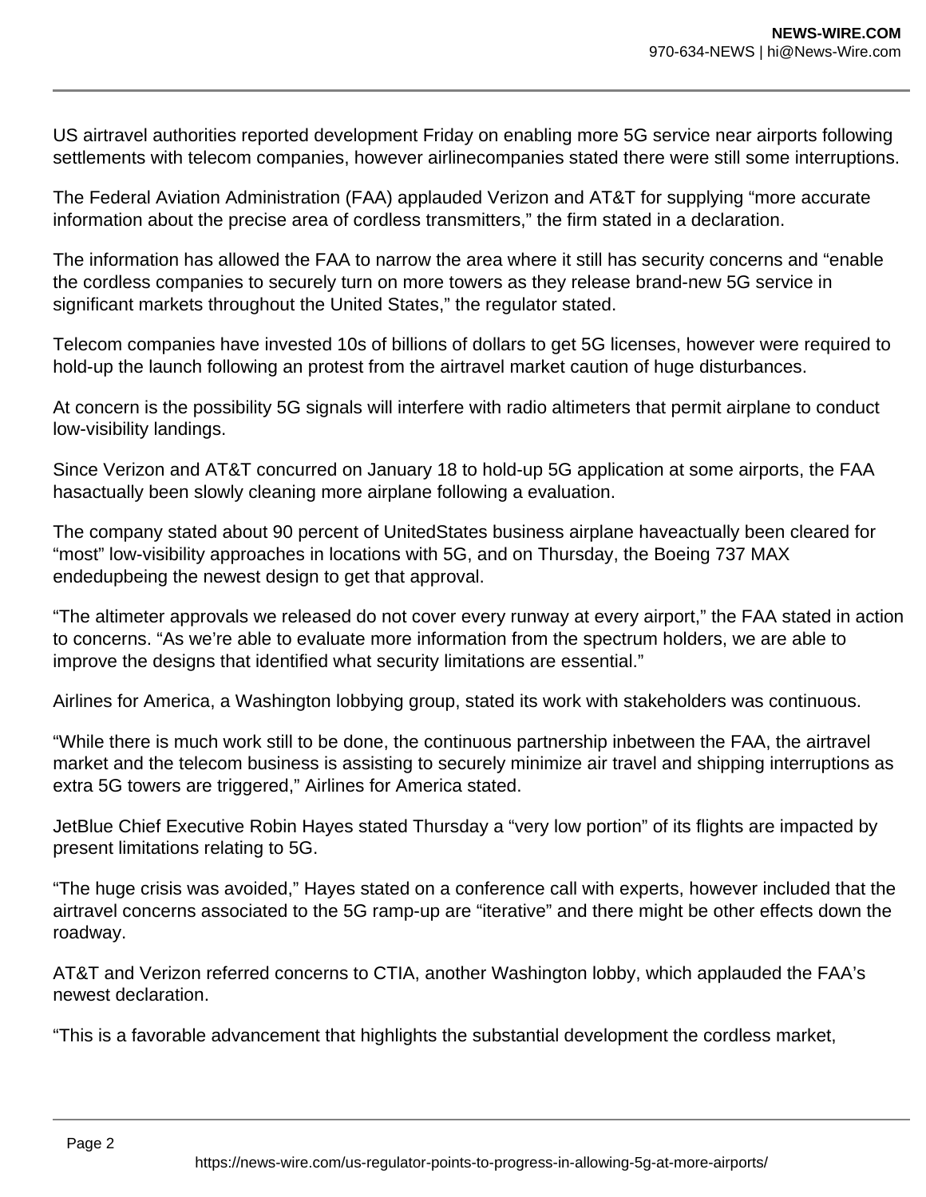US airtravel authorities reported development Friday on enabling more 5G service near airports following settlements with telecom companies, however airlinecompanies stated there were still some interruptions.

The Federal Aviation Administration (FAA) applauded Verizon and AT&T for supplying “more accurate information about the precise area of cordless transmitters,” the firm stated in a declaration.

The information has allowed the FAA to narrow the area where it still has security concerns and “enable the cordless companies to securely turn on more towers as they release brand-new 5G service in significant markets throughout the United States,” the regulator stated.

Telecom companies have invested 10s of billions of dollars to get 5G licenses, however were required to hold-up the launch following an protest from the airtravel market caution of huge disturbances.

At concern is the possibility 5G signals will interfere with radio altimeters that permit airplane to conduct low-visibility landings.

Since Verizon and AT&T concurred on January 18 to hold-up 5G application at some airports, the FAA hasactually been slowly cleaning more airplane following a evaluation.

The company stated about 90 percent of UnitedStates business airplane haveactually been cleared for “most” low-visibility approaches in locations with 5G, and on Thursday, the Boeing 737 MAX endedupbeing the newest design to get that approval.

“The altimeter approvals we released do not cover every runway at every airport,” the FAA stated in action to concerns. “As we’re able to evaluate more information from the spectrum holders, we are able to improve the designs that identified what security limitations are essential.”

Airlines for America, a Washington lobbying group, stated its work with stakeholders was continuous.

“While there is much work still to be done, the continuous partnership inbetween the FAA, the airtravel market and the telecom business is assisting to securely minimize air travel and shipping interruptions as extra 5G towers are triggered,” Airlines for America stated.

JetBlue Chief Executive Robin Hayes stated Thursday a “very low portion” of its flights are impacted by present limitations relating to 5G.

“The huge crisis was avoided,” Hayes stated on a conference call with experts, however included that the airtravel concerns associated to the 5G ramp-up are “iterative” and there might be other effects down the roadway.

AT&T and Verizon referred concerns to CTIA, another Washington lobby, which applauded the FAA’s newest declaration.

“This is a favorable advancement that highlights the substantial development the cordless market,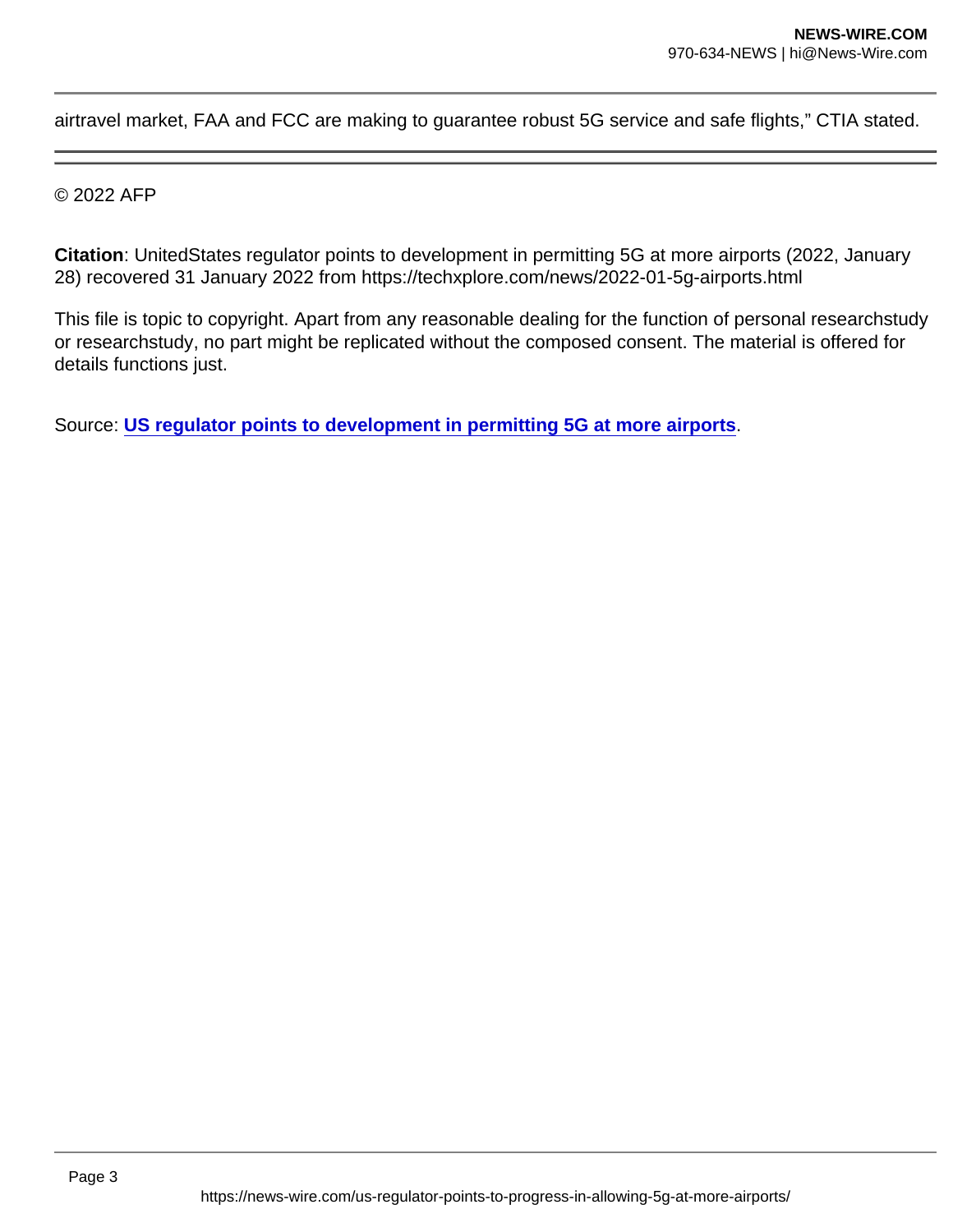airtravel market, FAA and FCC are making to guarantee robust 5G service and safe flights," CTIA stated.

---

© 2022 AFP

**Citation**: UnitedStates regulator points to development in permitting 5G at more airports (2022, January 28) recovered 31 January 2022 from https://techxplore.com/news/2022-01-5g-airports.html

This file is topic to copyright. Apart from any reasonable dealing for the function of personal researchstudy or researchstudy, no part might be replicated without the composed consent. The material is offered for details functions just.

Source: **[US regulator points to development in permitting 5G at more airports](https://news-wire.com/us-regulator-points-to-progress-in-allowing-5g-at-more-airports/)**.